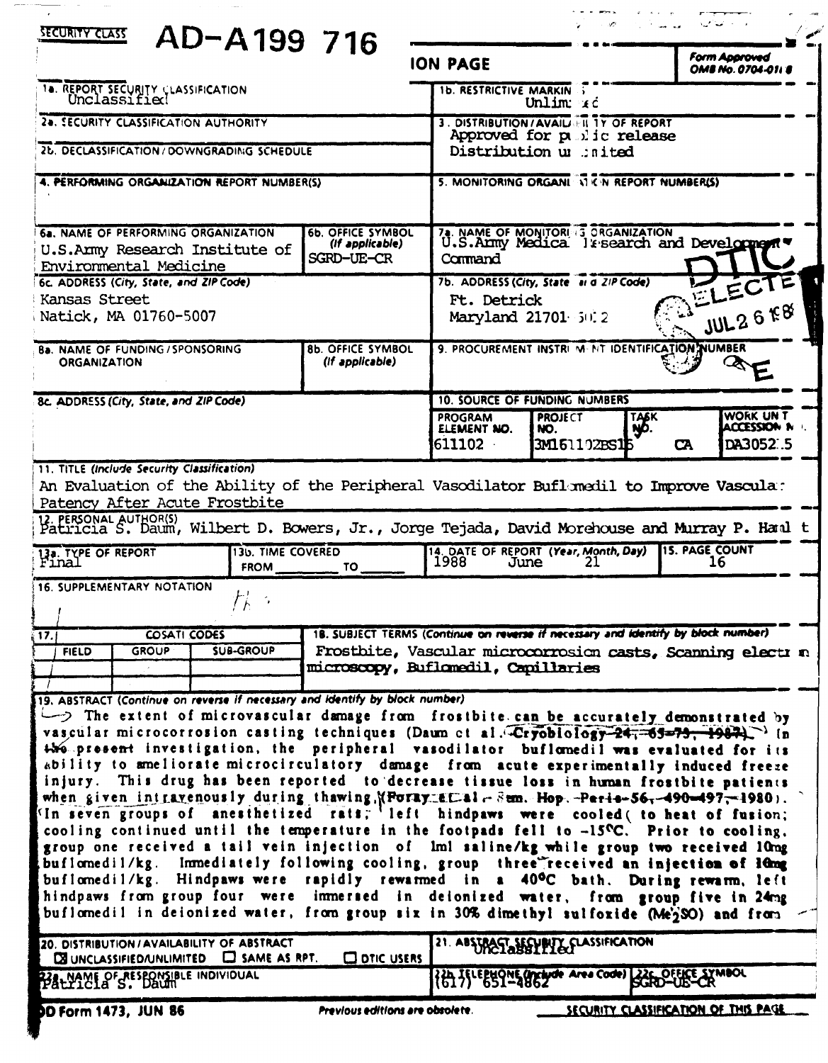SECURITY CLASS **AD-A199 716**

# REPORT DOCUMENTATION PAGE

Form Approved OMB No. 0704-0188

| | |
|---|---|
| 1a. REPORT SECURITY CLASSIFICATION Unclassified | 1b. RESTRICTIVE MARKINGS Unlimited |
| 2a. SECURITY CLASSIFICATION AUTHORITY | 3. DISTRIBUTION/AVAILABILITY OF REPORT Approved for public release Distribution unlimited |
| 2b. DECLASSIFICATION/DOWNGRADING SCHEDULE | |
| 4. PERFORMING ORGANIZATION REPORT NUMBER(S) | 5. MONITORING ORGANIZATION REPORT NUMBER(S) |
| 6a. NAME OF PERFORMING ORGANIZATION U.S.Army Research Institute of Environmental Medicine — 6b. OFFICE SYMBOL (If applicable) SGRD-UE-CR | 7a. NAME OF MONITORING ORGANIZATION U.S.Army Medical Research and Development Command |
| 6c. ADDRESS (City, State, and ZIP Code) Kansas Street Natick, MA 01760-5007 | 7b. ADDRESS (City, State and ZIP Code) Ft. Detrick Maryland 21701-5012 |
| 8a. NAME OF FUNDING/SPONSORING ORGANIZATION — 8b. OFFICE SYMBOL (If applicable) | 9. PROCUREMENT INSTRUMENT IDENTIFICATION NUMBER |
| 8c. ADDRESS (City, State, and ZIP Code) | 10. SOURCE OF FUNDING NUMBERS |

| PROGRAM ELEMENT NO. | PROJECT NO. | TASK NO. | WORK UNIT ACCESSION NO. |
|---|---|---|---|
| 611102 | 3M161102BS15 | CA | DA305215 |

DTIC ELECTE JUL 2 6 1988 E

11. TITLE (Include Security Classification)
An Evaluation of the Ability of the Peripheral Vasodilator Buflomedil to Improve Vascular Patency After Acute Frostbite

12. PERSONAL AUTHOR(S)
Patricia S. Daum, Wilbert D. Bowers, Jr., Jorge Tejada, David Morehouse and Murray P. Hamlet

| 13a. TYPE OF REPORT | 13b. TIME COVERED | 14. DATE OF REPORT (Year, Month, Day) | 15. PAGE COUNT |
|---|---|---|---|
| Final | FROM ____ TO ____ | 1988 June 21 | 16 |

16. SUPPLEMENTARY NOTATION

| 17. COSATI CODES | | | 18. SUBJECT TERMS (Continue on reverse if necessary and identify by block number) |
|---|---|---|---|
| FIELD | GROUP | SUB-GROUP | Frostbite, Vascular microcorrosion casts, Scanning electron microscopy, Buflomedil, Capillaries |

19. ABSTRACT (Continue on reverse if necessary and identify by block number)

The extent of microvascular damage from frostbite can be accurately demonstrated by vascular microcorrosion casting techniques (Daum et al. Cryobiology 24, 65-73, 1987). In the present investigation, the peripheral vasodilator buflomedil was evaluated for its ability to ameliorate microcirculatory damage from acute experimentally induced freeze injury. This drug has been reported to decrease tissue loss in human frostbite patients when given intravenously during thawing (Foray et al. Sem. Hop. Paris 56, 490-497, 1980). In seven groups of anesthetized rats, left hindpaws were cooled to heat of fusion; cooling continued until the temperature in the footpads fell to -15°C. Prior to cooling, group one received a tail vein injection of 1ml saline/kg while group two received 10mg buflomedil/kg. Immediately following cooling, group three received an injection of 10mg buflomedil/kg. Hindpaws were rapidly rewarmed in a 40°C bath. During rewarm, left hindpaws from group four were immersed in deionized water, from group five in 24mg buflomedil in deionized water, from group six in 30% dimethyl sulfoxide ($Me_2SO$) and from

| | |
|---|---|
| 20. DISTRIBUTION/AVAILABILITY OF ABSTRACT ☒ UNCLASSIFIED/UNLIMITED ☐ SAME AS RPT. ☐ DTIC USERS | 21. ABSTRACT SECURITY CLASSIFICATION Unclassified |
| 22a. NAME OF RESPONSIBLE INDIVIDUAL Patricia S. Daum | 22b. TELEPHONE (Include Area Code) (617) 651-4862 — 22c. OFFICE SYMBOL SGRD-UE-CR |

DD Form 1473, JUN 86 — Previous editions are obsolete. — SECURITY CLASSIFICATION OF THIS PAGE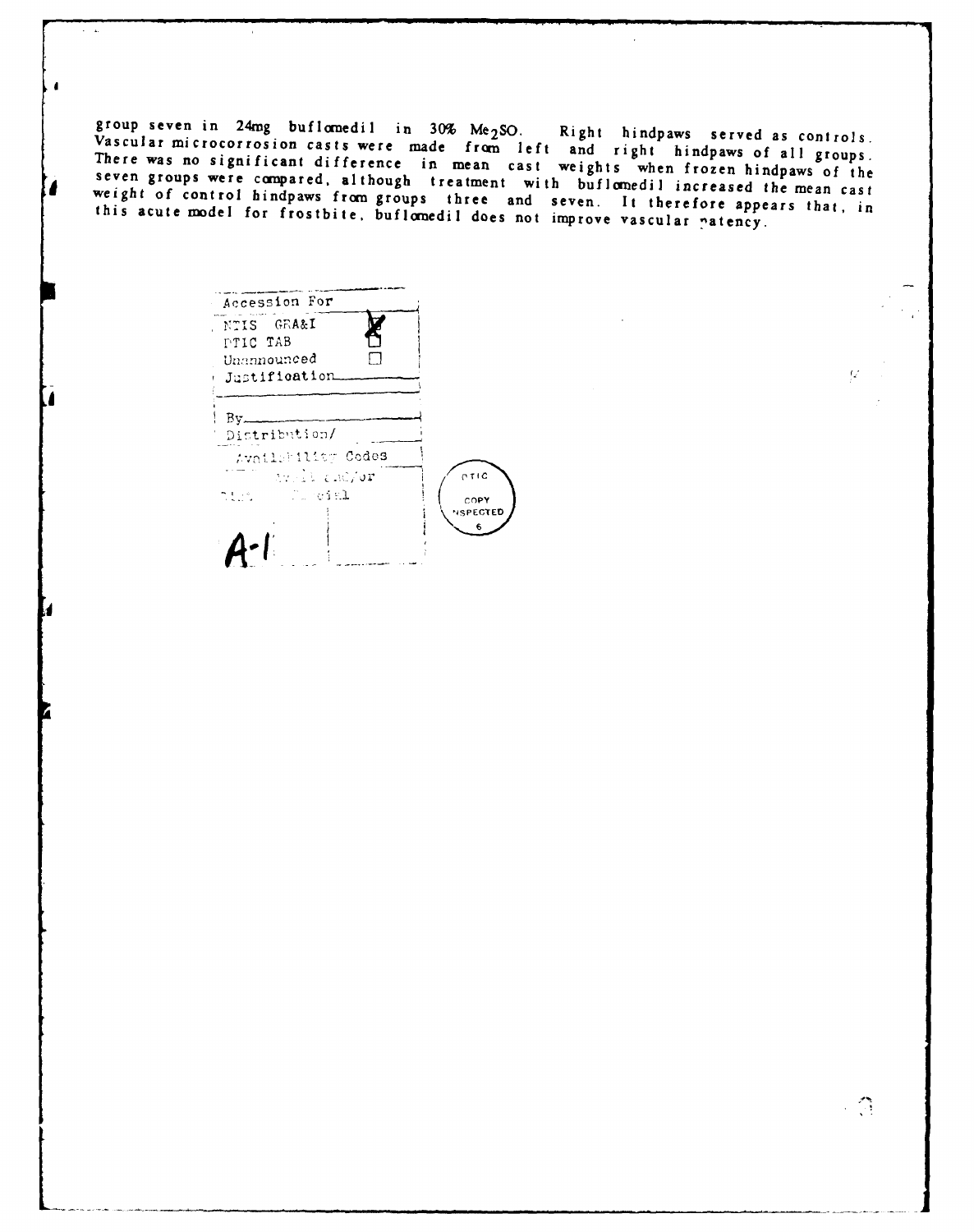group seven in 24mg buflomedil in 30% $Me_2SO$. Right hindpaws served as controls. Vascular microcorrosion casts were made from left and right hindpaws of all groups. There was no significant difference in mean cast weights when frozen hindpaws of the seven groups were compared, although treatment with buflomedil increased the mean cast weight of control hindpaws from groups three and seven. It therefore appears that, in this acute model for frostbite, buflomedil does not improve vascular patency.

| Accession For | |
|---|---|
| NTIS GRA&I | ☒ |
| DTIC TAB | ☐ |
| Unannounced | ☐ |
| Justification | |
| By | |
| Distribution/ | |
| Availability Codes | |
| Dist | Avail and/or Special |
| A-1 | |

DTIC COPY INSPECTED 6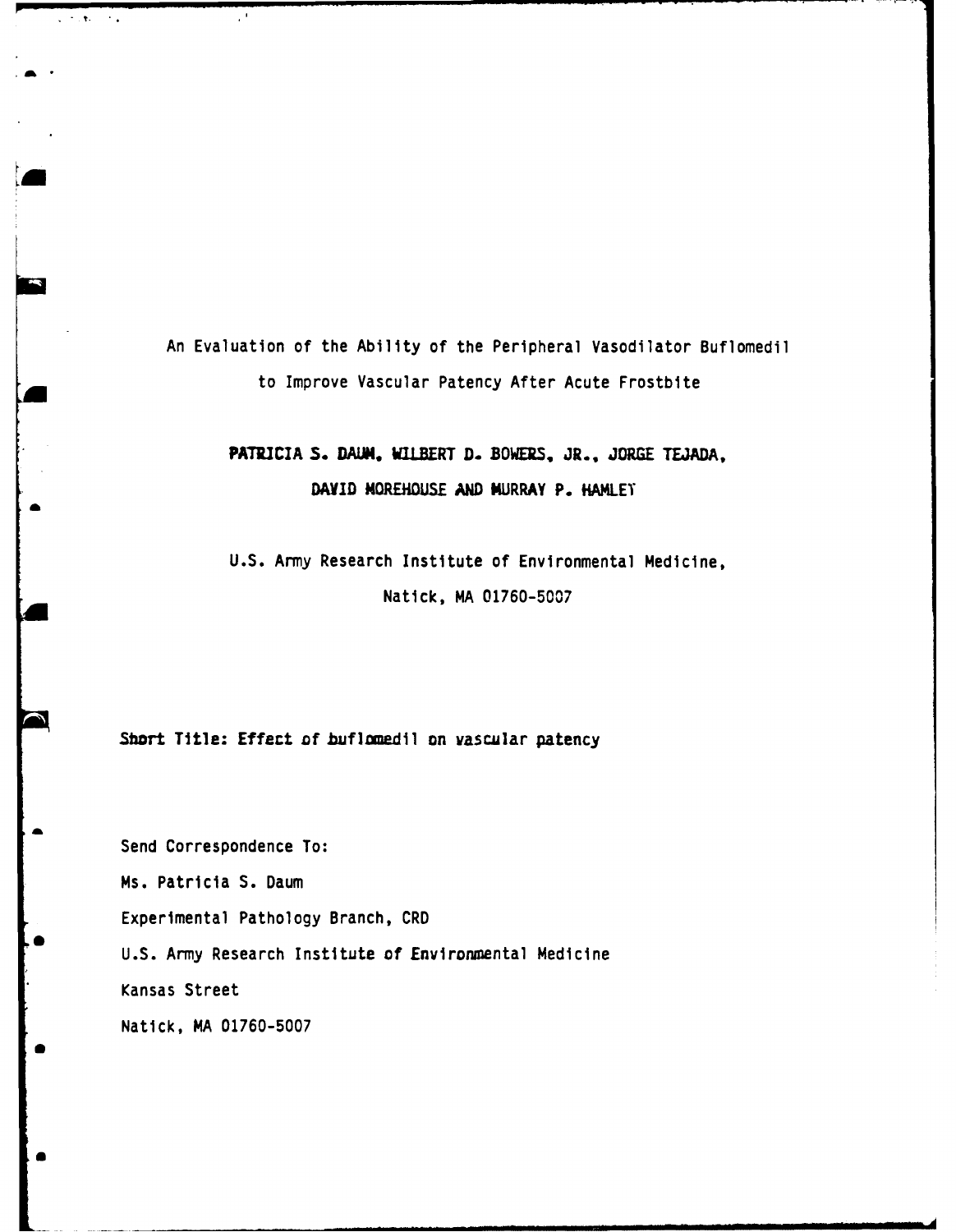# An Evaluation of the Ability of the Peripheral Vasodilator Buflomedil to Improve Vascular Patency After Acute Frostbite

**PATRICIA S. DAUM, WILBERT D. BOWERS, JR., JORGE TEJADA, DAVID MOREHOUSE AND MURRAY P. HAMLET**

U.S. Army Research Institute of Environmental Medicine,
Natick, MA 01760-5007

**Short Title: Effect of buflomedil on vascular patency**

Send Correspondence To:
Ms. Patricia S. Daum
Experimental Pathology Branch, CRD
U.S. Army Research Institute of Environmental Medicine
Kansas Street
Natick, MA 01760-5007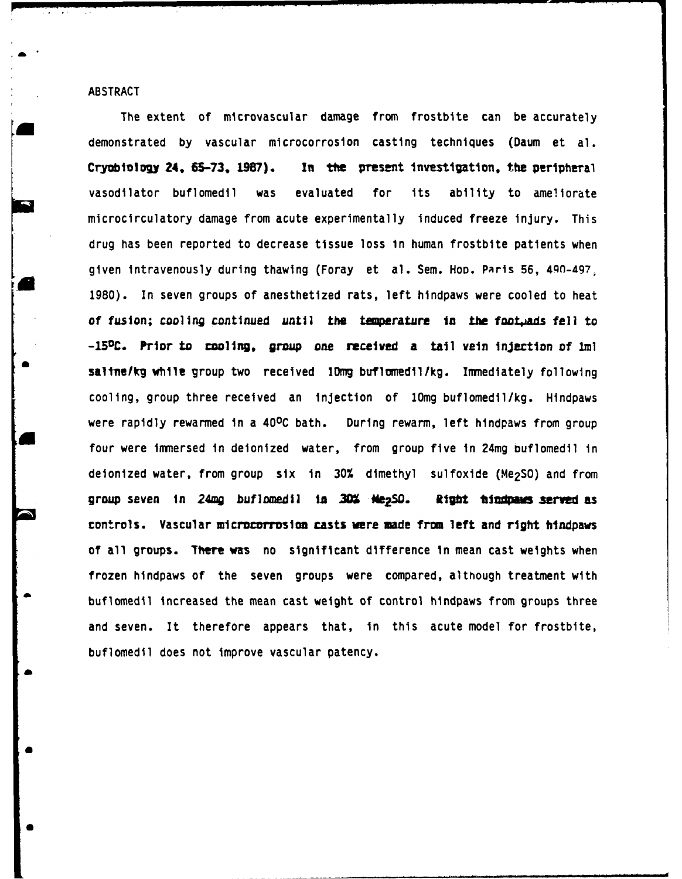## ABSTRACT

The extent of microvascular damage from frostbite can be accurately demonstrated by vascular microcorrosion casting techniques (Daum et al. Cryobiology 24, 65-73, 1987). In the present investigation, the peripheral vasodilator buflomedil was evaluated for its ability to ameliorate microcirculatory damage from acute experimentally induced freeze injury. This drug has been reported to decrease tissue loss in human frostbite patients when given intravenously during thawing (Foray et al. Sem. Hop. Paris 56, 490-497, 1980). In seven groups of anesthetized rats, left hindpaws were cooled to heat of fusion; cooling continued until the temperature in the footpads fell to -15°C. Prior to cooling, group one received a tail vein injection of 1ml saline/kg while group two received 10mg buflomedil/kg. Immediately following cooling, group three received an injection of 10mg buflomedil/kg. Hindpaws were rapidly rewarmed in a 40°C bath. During rewarm, left hindpaws from group four were immersed in deionized water, from group five in 24mg buflomedil in deionized water, from group six in 30% dimethyl sulfoxide ($Me_2SO$) and from group seven in 24mg buflomedil in 30% $Me_2SO$. Right hindpaws served as controls. Vascular microcorrosion casts were made from left and right hindpaws of all groups. There was no significant difference in mean cast weights when frozen hindpaws of the seven groups were compared, although treatment with buflomedil increased the mean cast weight of control hindpaws from groups three and seven. It therefore appears that, in this acute model for frostbite, buflomedil does not improve vascular patency.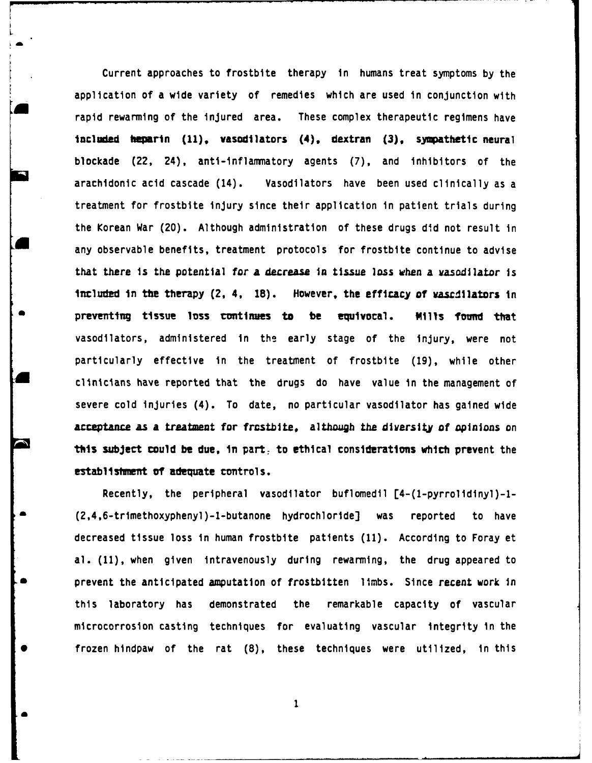Current approaches to frostbite therapy in humans treat symptoms by the application of a wide variety of remedies which are used in conjunction with rapid rewarming of the injured area. These complex therapeutic regimens have included heparin (11), vasodilators (4), dextran (3), sympathetic neural blockade (22, 24), anti-inflammatory agents (7), and inhibitors of the arachidonic acid cascade (14). Vasodilators have been used clinically as a treatment for frostbite injury since their application in patient trials during the Korean War (20). Although administration of these drugs did not result in any observable benefits, treatment protocols for frostbite continue to advise that there is the potential for a decrease in tissue loss when a vasodilator is included in the therapy (2, 4, 18). However, the efficacy of vasodilators in preventing tissue loss continues to be equivocal. Mills found that vasodilators, administered in the early stage of the injury, were not particularly effective in the treatment of frostbite (19), while other clinicians have reported that the drugs do have value in the management of severe cold injuries (4). To date, no particular vasodilator has gained wide acceptance as a treatment for frostbite, although the diversity of opinions on this subject could be due, in part, to ethical considerations which prevent the establishment of adequate controls.

Recently, the peripheral vasodilator buflomedil [4-(1-pyrrolidinyl)-1-(2,4,6-trimethoxyphenyl)-1-butanone hydrochloride] was reported to have decreased tissue loss in human frostbite patients (11). According to Foray et al. (11), when given intravenously during rewarming, the drug appeared to prevent the anticipated amputation of frostbitten limbs. Since recent work in this laboratory has demonstrated the remarkable capacity of vascular microcorrosion casting techniques for evaluating vascular integrity in the frozen hindpaw of the rat (8), these techniques were utilized, in this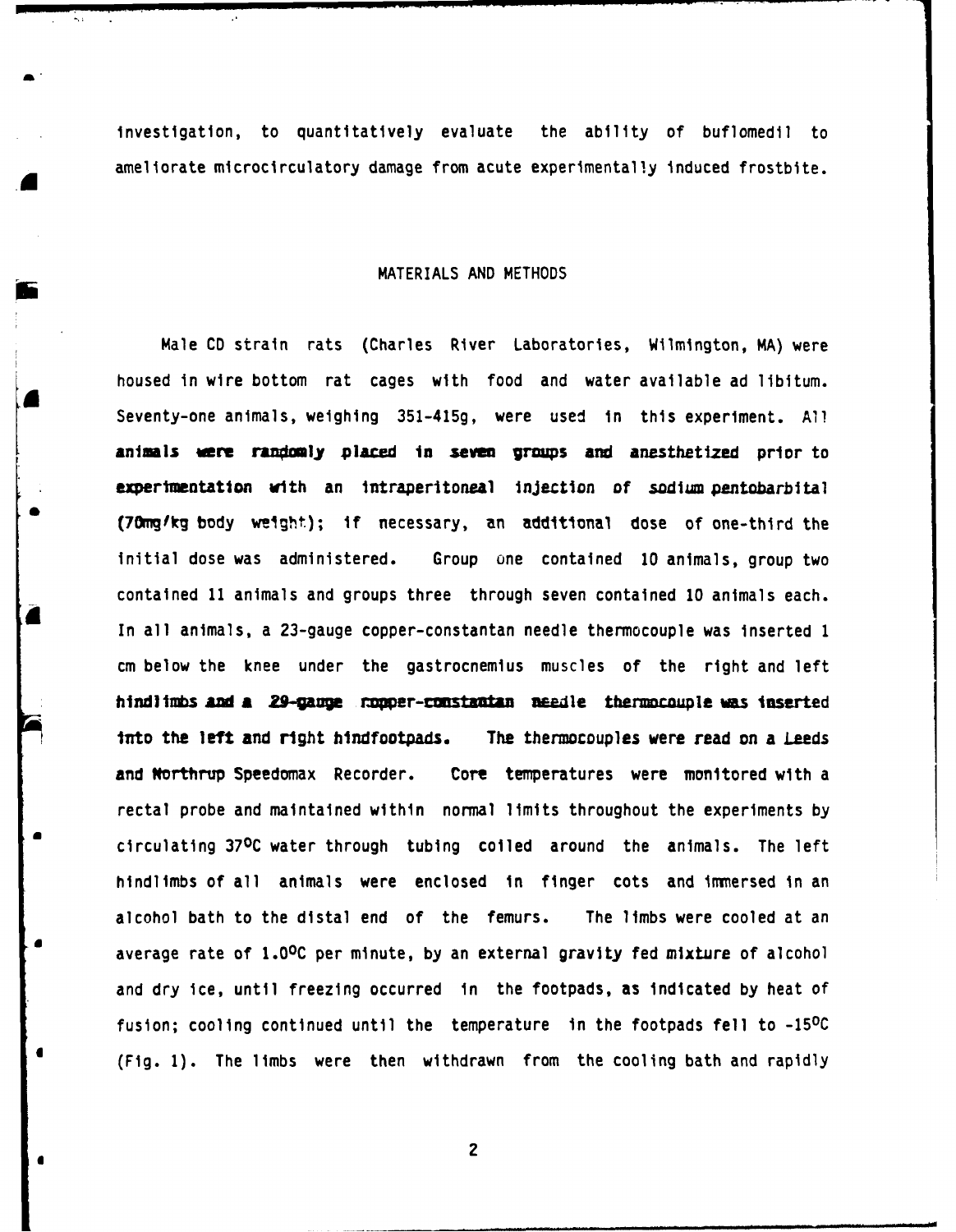investigation, to quantitatively evaluate the ability of buflomedil to ameliorate microcirculatory damage from acute experimentally induced frostbite.

## MATERIALS AND METHODS

Male CD strain rats (Charles River Laboratories, Wilmington, MA) were housed in wire bottom rat cages with food and water available ad libitum. Seventy-one animals, weighing 351-415g, were used in this experiment. All animals were randomly placed in seven groups and anesthetized prior to experimentation with an intraperitoneal injection of sodium pentobarbital (70mg/kg body weight); if necessary, an additional dose of one-third the initial dose was administered. Group one contained 10 animals, group two contained 11 animals and groups three through seven contained 10 animals each. In all animals, a 23-gauge copper-constantan needle thermocouple was inserted 1 cm below the knee under the gastrocnemius muscles of the right and left hindlimbs and a 29-gauge copper-constantan needle thermocouple was inserted into the left and right hindfootpads. The thermocouples were read on a Leeds and Northrup Speedomax Recorder. Core temperatures were monitored with a rectal probe and maintained within normal limits throughout the experiments by circulating 37°C water through tubing coiled around the animals. The left hindlimbs of all animals were enclosed in finger cots and immersed in an alcohol bath to the distal end of the femurs. The limbs were cooled at an average rate of 1.0°C per minute, by an external gravity fed mixture of alcohol and dry ice, until freezing occurred in the footpads, as indicated by heat of fusion; cooling continued until the temperature in the footpads fell to -15°C (Fig. 1). The limbs were then withdrawn from the cooling bath and rapidly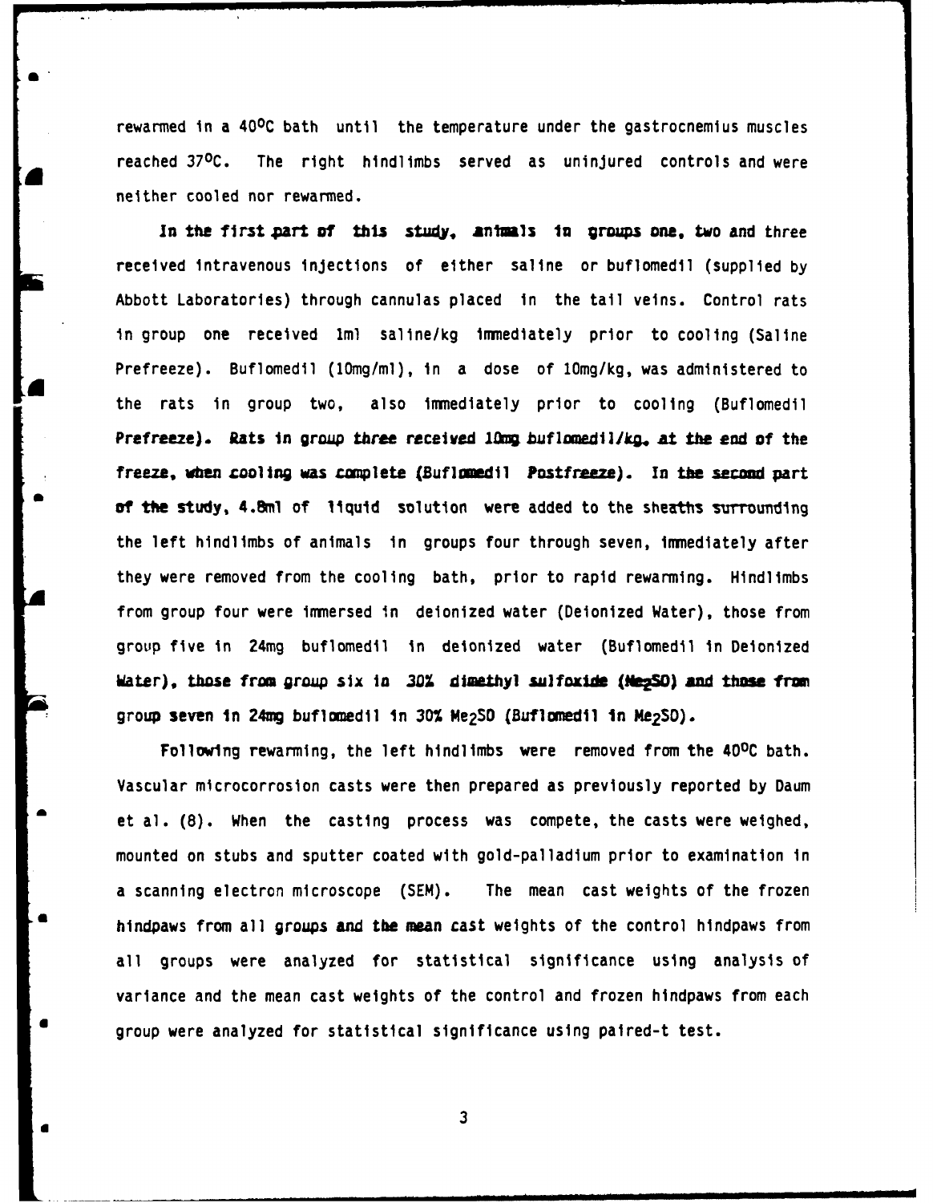rewarmed in a 40°C bath until the temperature under the gastrocnemius muscles reached 37°C. The right hindlimbs served as uninjured controls and were neither cooled nor rewarmed.

In the first part of this study, animals in groups one, two and three received intravenous injections of either saline or buflomedil (supplied by Abbott Laboratories) through cannulas placed in the tail veins. Control rats in group one received 1ml saline/kg immediately prior to cooling (Saline Prefreeze). Buflomedil (10mg/ml), in a dose of 10mg/kg, was administered to the rats in group two, also immediately prior to cooling (Buflomedil Prefreeze). Rats in group three received 10mg buflomedil/kg, at the end of the freeze, when cooling was complete (Buflomedil Postfreeze). In the second part of the study, 4.8ml of liquid solution were added to the sheaths surrounding the left hindlimbs of animals in groups four through seven, immediately after they were removed from the cooling bath, prior to rapid rewarming. Hindlimbs from group four were immersed in deionized water (Deionized Water), those from group five in 24mg buflomedil in deionized water (Buflomedil in Deionized Water), those from group six in 30% dimethyl sulfoxide ($Me_2SO$) and those from group seven in 24mg buflomedil in 30% $Me_2SO$ (Buflomedil in $Me_2SO$).

Following rewarming, the left hindlimbs were removed from the 40°C bath. Vascular microcorrosion casts were then prepared as previously reported by Daum et al. (8). When the casting process was compete, the casts were weighed, mounted on stubs and sputter coated with gold-palladium prior to examination in a scanning electron microscope (SEM). The mean cast weights of the frozen hindpaws from all groups and the mean cast weights of the control hindpaws from all groups were analyzed for statistical significance using analysis of variance and the mean cast weights of the control and frozen hindpaws from each group were analyzed for statistical significance using paired-t test.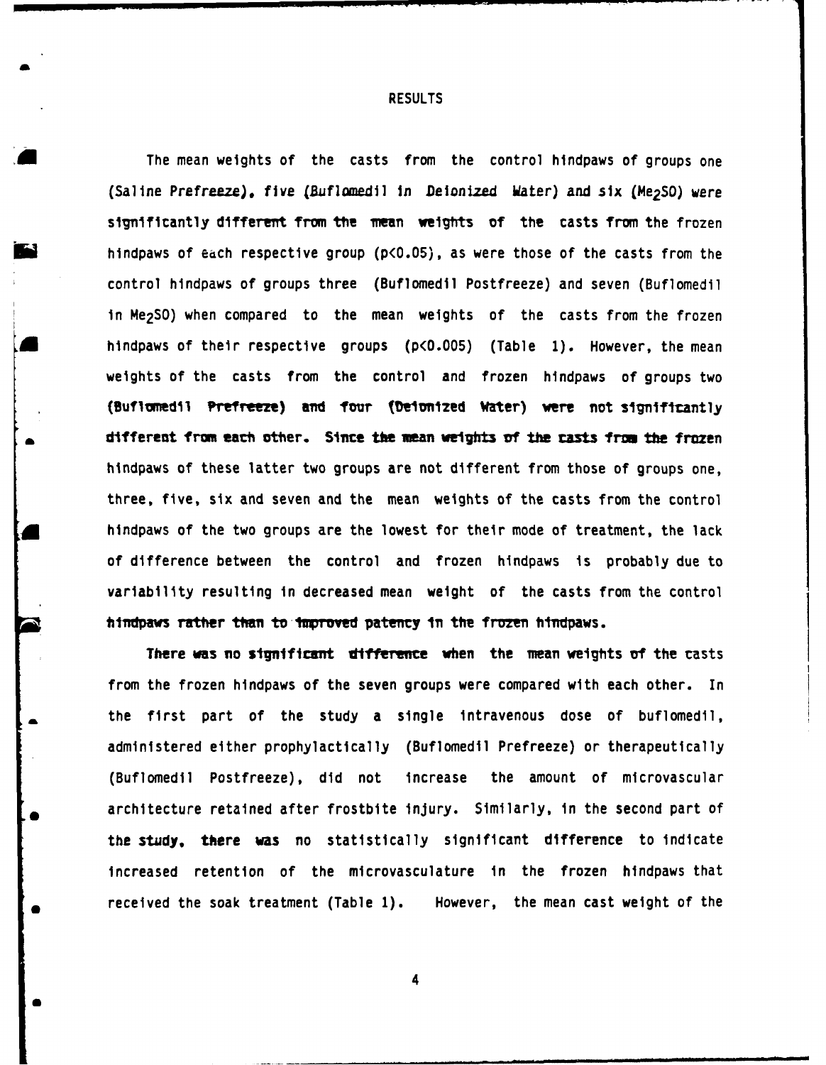## RESULTS

The mean weights of the casts from the control hindpaws of groups one (Saline Prefreeze), five (Buflomedil in Deionized Water) and six ($Me_2SO$) were significantly different from the mean weights of the casts from the frozen hindpaws of each respective group ($p<0.05$), as were those of the casts from the control hindpaws of groups three (Buflomedil Postfreeze) and seven (Buflomedil in $Me_2SO$) when compared to the mean weights of the casts from the frozen hindpaws of their respective groups ($p<0.005$) (Table 1). However, the mean weights of the casts from the control and frozen hindpaws of groups two (Buflomedil Prefreeze) and four (Deionized Water) were not significantly different from each other. Since the mean weights of the casts from the frozen hindpaws of these latter two groups are not different from those of groups one, three, five, six and seven and the mean weights of the casts from the control hindpaws of the two groups are the lowest for their mode of treatment, the lack of difference between the control and frozen hindpaws is probably due to variability resulting in decreased mean weight of the casts from the control hindpaws rather than to improved patency in the frozen hindpaws.

There was no significant difference when the mean weights of the casts from the frozen hindpaws of the seven groups were compared with each other. In the first part of the study a single intravenous dose of buflomedil, administered either prophylactically (Buflomedil Prefreeze) or therapeutically (Buflomedil Postfreeze), did not increase the amount of microvascular architecture retained after frostbite injury. Similarly, in the second part of the study, there was no statistically significant difference to indicate increased retention of the microvasculature in the frozen hindpaws that received the soak treatment (Table 1). However, the mean cast weight of the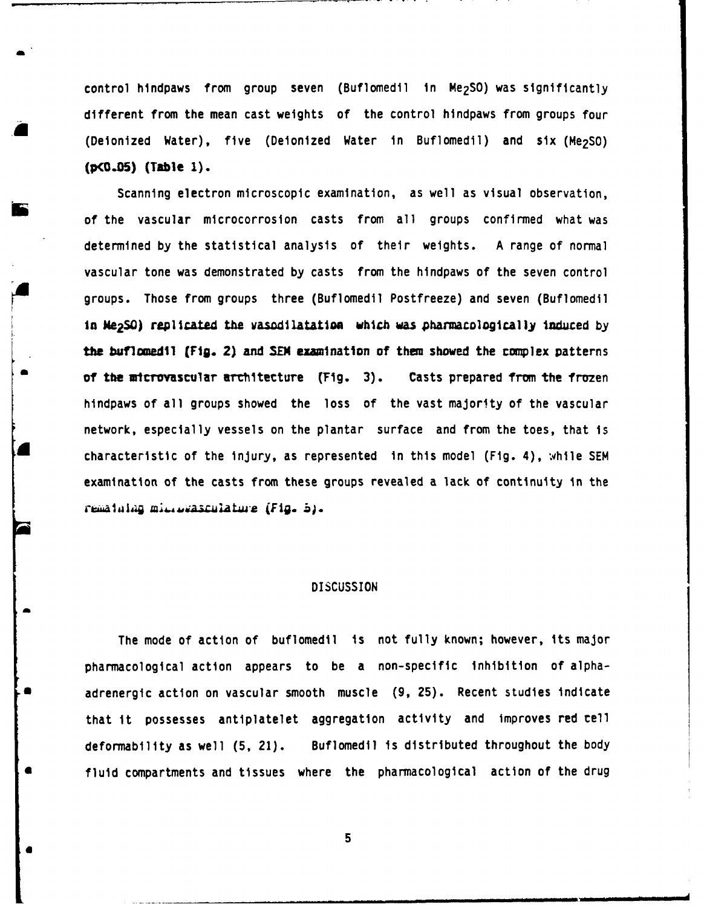control hindpaws from group seven (Buflomedil in $Me_2SO$) was significantly different from the mean cast weights of the control hindpaws from groups four (Deionized Water), five (Deionized Water in Buflomedil) and six ($Me_2SO$) ($p<0.05$) (Table 1).

Scanning electron microscopic examination, as well as visual observation, of the vascular microcorrosion casts from all groups confirmed what was determined by the statistical analysis of their weights. A range of normal vascular tone was demonstrated by casts from the hindpaws of the seven control groups. Those from groups three (Buflomedil Postfreeze) and seven (Buflomedil in $Me_2SO$) replicated the vasodilatation which was pharmacologically induced by the buflomedil (Fig. 2) and SEM examination of them showed the complex patterns of the microvascular architecture (Fig. 3). Casts prepared from the frozen hindpaws of all groups showed the loss of the vast majority of the vascular network, especially vessels on the plantar surface and from the toes, that is characteristic of the injury, as represented in this model (Fig. 4), while SEM examination of the casts from these groups revealed a lack of continuity in the remaining microvasculature (Fig. 5).

## DISCUSSION

The mode of action of buflomedil is not fully known; however, its major pharmacological action appears to be a non-specific inhibition of alpha-adrenergic action on vascular smooth muscle (9, 25). Recent studies indicate that it possesses antiplatelet aggregation activity and improves red cell deformability as well (5, 21). Buflomedil is distributed throughout the body fluid compartments and tissues where the pharmacological action of the drug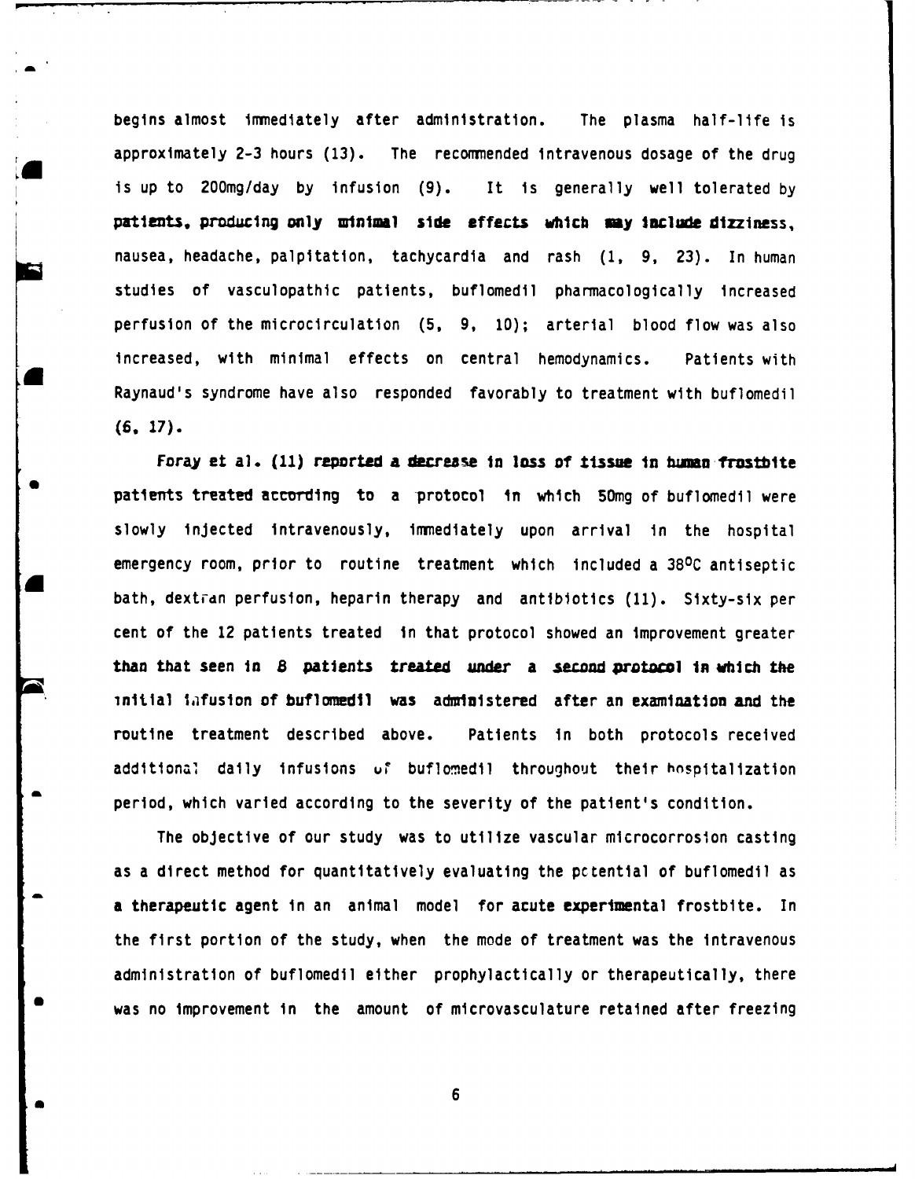begins almost immediately after administration. The plasma half-life is approximately 2-3 hours (13). The recommended intravenous dosage of the drug is up to 200mg/day by infusion (9). It is generally well tolerated by patients, producing only minimal side effects which may include dizziness, nausea, headache, palpitation, tachycardia and rash (1, 9, 23). In human studies of vasculopathic patients, buflomedil pharmacologically increased perfusion of the microcirculation (5, 9, 10); arterial blood flow was also increased, with minimal effects on central hemodynamics. Patients with Raynaud's syndrome have also responded favorably to treatment with buflomedil (6, 17).

Foray et al. (11) reported a decrease in loss of tissue in human frostbite patients treated according to a protocol in which 50mg of buflomedil were slowly injected intravenously, immediately upon arrival in the hospital emergency room, prior to routine treatment which included a 38°C antiseptic bath, dextran perfusion, heparin therapy and antibiotics (11). Sixty-six per cent of the 12 patients treated in that protocol showed an improvement greater than that seen in 8 patients treated under a second protocol in which the initial infusion of buflomedil was administered after an examination and the routine treatment described above. Patients in both protocols received additional daily infusions of buflomedil throughout their hospitalization period, which varied according to the severity of the patient's condition.

The objective of our study was to utilize vascular microcorrosion casting as a direct method for quantitatively evaluating the potential of buflomedil as a therapeutic agent in an animal model for acute experimental frostbite. In the first portion of the study, when the mode of treatment was the intravenous administration of buflomedil either prophylactically or therapeutically, there was no improvement in the amount of microvasculature retained after freezing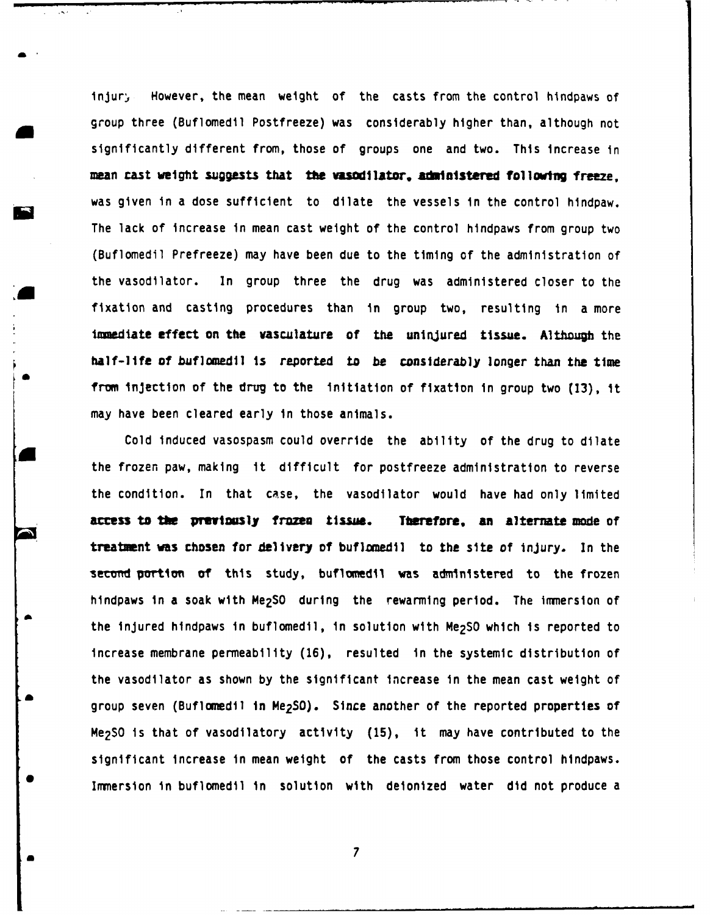injury. However, the mean weight of the casts from the control hindpaws of group three (Buflomedil Postfreeze) was considerably higher than, although not significantly different from, those of groups one and two. This increase in mean cast weight suggests that the vasodilator, administered following freeze, was given in a dose sufficient to dilate the vessels in the control hindpaw. The lack of increase in mean cast weight of the control hindpaws from group two (Buflomedil Prefreeze) may have been due to the timing of the administration of the vasodilator. In group three the drug was administered closer to the fixation and casting procedures than in group two, resulting in a more immediate effect on the vasculature of the uninjured tissue. Although the half-life of buflomedil is reported to be considerably longer than the time from injection of the drug to the initiation of fixation in group two (13), it may have been cleared early in those animals.

Cold induced vasospasm could override the ability of the drug to dilate the frozen paw, making it difficult for postfreeze administration to reverse the condition. In that case, the vasodilator would have had only limited access to the previously frozen tissue. Therefore, an alternate mode of treatment was chosen for delivery of buflomedil to the site of injury. In the second portion of this study, buflomedil was administered to the frozen hindpaws in a soak with $Me_2SO$ during the rewarming period. The immersion of the injured hindpaws in buflomedil, in solution with $Me_2SO$ which is reported to increase membrane permeability (16), resulted in the systemic distribution of the vasodilator as shown by the significant increase in the mean cast weight of group seven (Buflomedil in $Me_2SO$). Since another of the reported properties of $Me_2SO$ is that of vasodilatory activity (15), it may have contributed to the significant increase in mean weight of the casts from those control hindpaws. Immersion in buflomedil in solution with deionized water did not produce a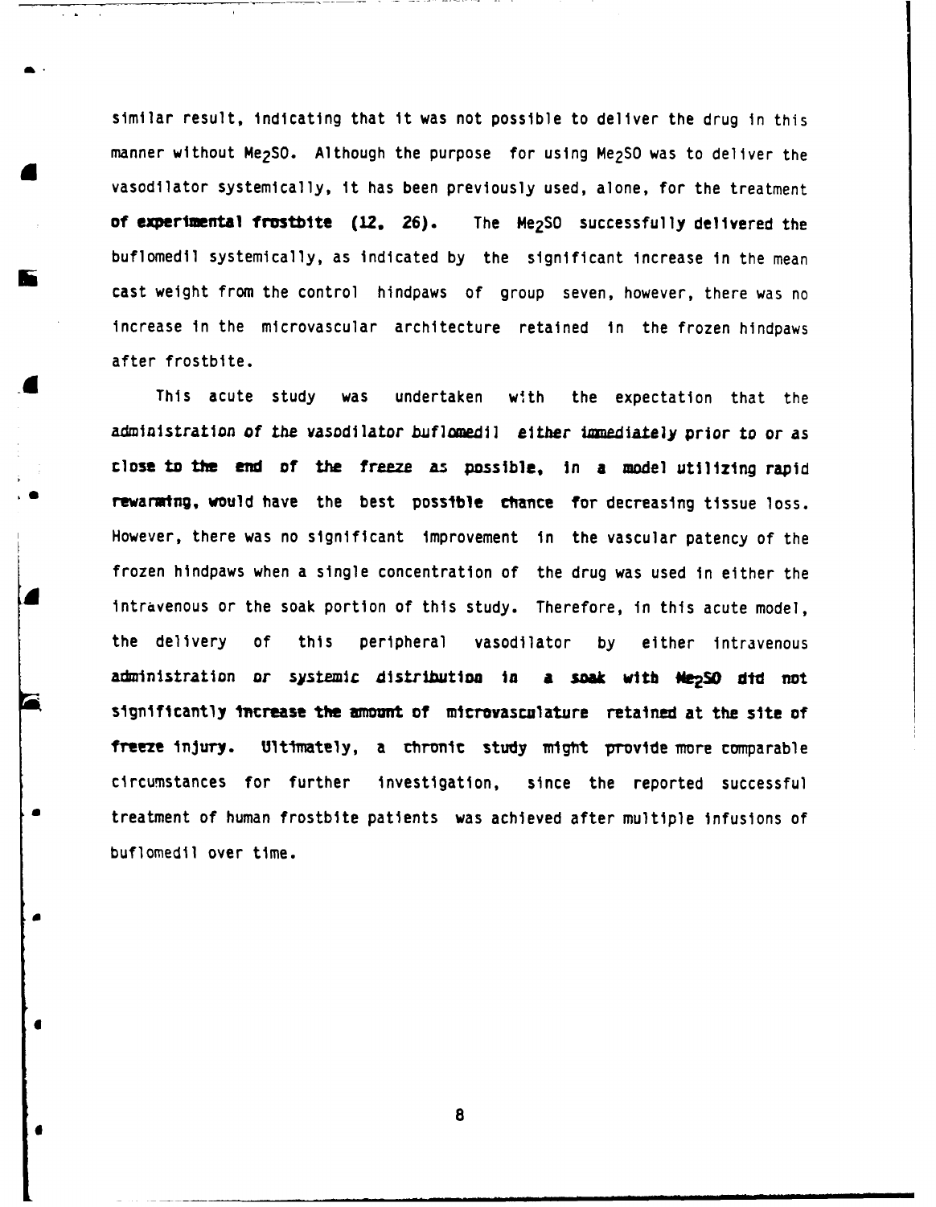similar result, indicating that it was not possible to deliver the drug in this manner without $Me_2SO$. Although the purpose for using $Me_2SO$ was to deliver the vasodilator systemically, it has been previously used, alone, for the treatment of experimental frostbite (12, 26). The $Me_2SO$ successfully delivered the buflomedil systemically, as indicated by the significant increase in the mean cast weight from the control hindpaws of group seven, however, there was no increase in the microvascular architecture retained in the frozen hindpaws after frostbite.

This acute study was undertaken with the expectation that the administration of the vasodilator buflomedil either immediately prior to or as close to the end of the freeze as possible, in a model utilizing rapid rewarming, would have the best possible chance for decreasing tissue loss. However, there was no significant improvement in the vascular patency of the frozen hindpaws when a single concentration of the drug was used in either the intravenous or the soak portion of this study. Therefore, in this acute model, the delivery of this peripheral vasodilator by either intravenous administration or systemic distribution in a soak with $Me_2SO$ did not significantly increase the amount of microvasculature retained at the site of freeze injury. Ultimately, a chronic study might provide more comparable circumstances for further investigation, since the reported successful treatment of human frostbite patients was achieved after multiple infusions of buflomedil over time.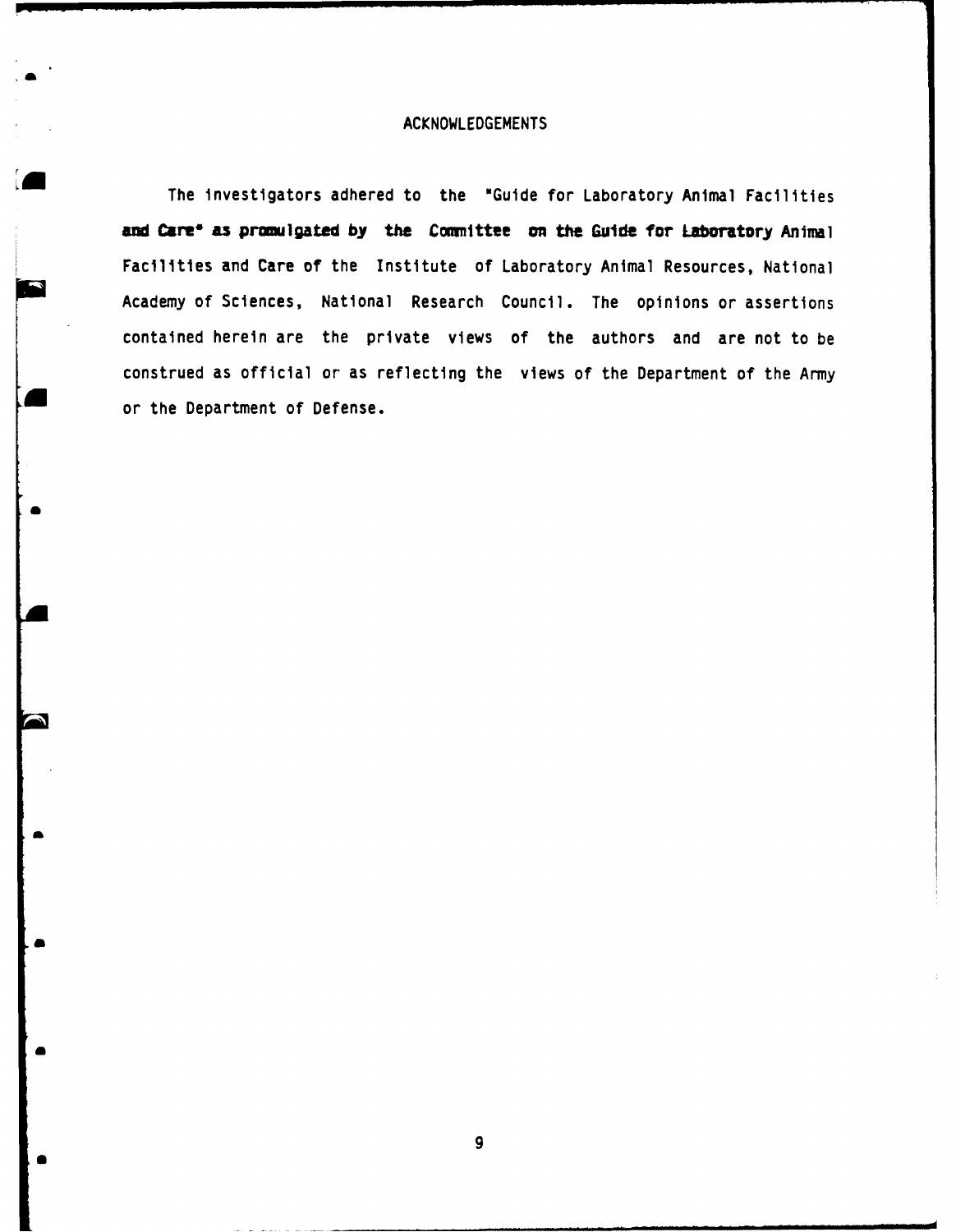# ACKNOWLEDGEMENTS

The investigators adhered to the "Guide for Laboratory Animal Facilities and Care" as promulgated by the Committee on the Guide for Laboratory Animal Facilities and Care of the Institute of Laboratory Animal Resources, National Academy of Sciences, National Research Council. The opinions or assertions contained herein are the private views of the authors and are not to be construed as official or as reflecting the views of the Department of the Army or the Department of Defense.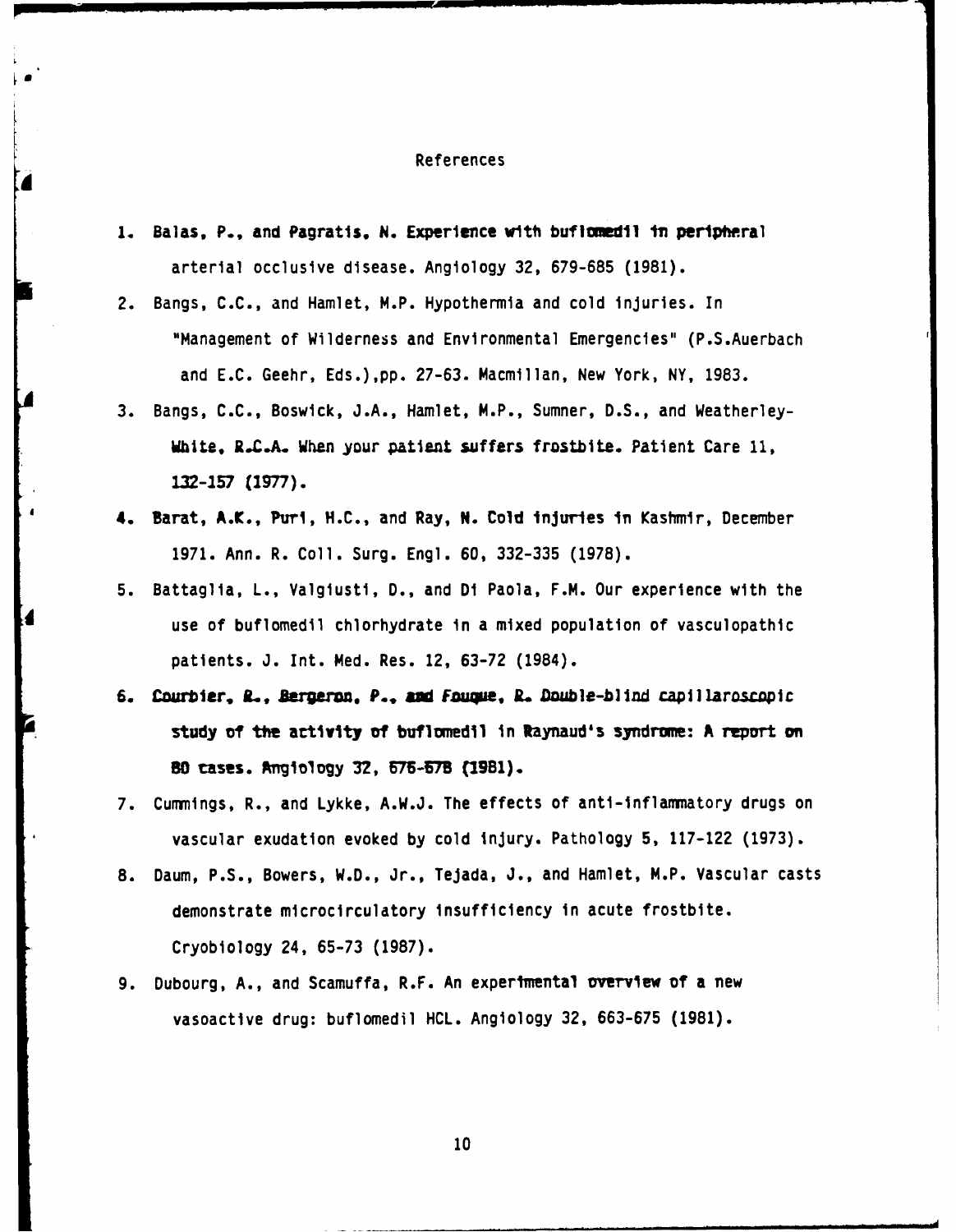# References

1. Balas, P., and Pagratis, N. Experience with buflomedil in peripheral arterial occlusive disease. Angiology 32, 679-685 (1981).
2. Bangs, C.C., and Hamlet, M.P. Hypothermia and cold injuries. In "Management of Wilderness and Environmental Emergencies" (P.S.Auerbach and E.C. Geehr, Eds.),pp. 27-63. Macmillan, New York, NY, 1983.
3. Bangs, C.C., Boswick, J.A., Hamlet, M.P., Sumner, D.S., and Weatherley-White, R.C.A. When your patient suffers frostbite. Patient Care 11, 132-157 (1977).
4. Barat, A.K., Puri, H.C., and Ray, N. Cold injuries in Kashmir, December 1971. Ann. R. Coll. Surg. Engl. 60, 332-335 (1978).
5. Battaglia, L., Valgiusti, D., and Di Paola, F.M. Our experience with the use of buflomedil chlorhydrate in a mixed population of vasculopathic patients. J. Int. Med. Res. 12, 63-72 (1984).
6. Courbier, R., Bergeron, P., and Fouque, R. Double-blind capillaroscopic study of the activity of buflomedil in Raynaud's syndrome: A report on 80 cases. Angiology 32, 676-678 (1981).
7. Cummings, R., and Lykke, A.W.J. The effects of anti-inflammatory drugs on vascular exudation evoked by cold injury. Pathology 5, 117-122 (1973).
8. Daum, P.S., Bowers, W.D., Jr., Tejada, J., and Hamlet, M.P. Vascular casts demonstrate microcirculatory insufficiency in acute frostbite. Cryobiology 24, 65-73 (1987).
9. Dubourg, A., and Scamuffa, R.F. An experimental overview of a new vasoactive drug: buflomedil HCL. Angiology 32, 663-675 (1981).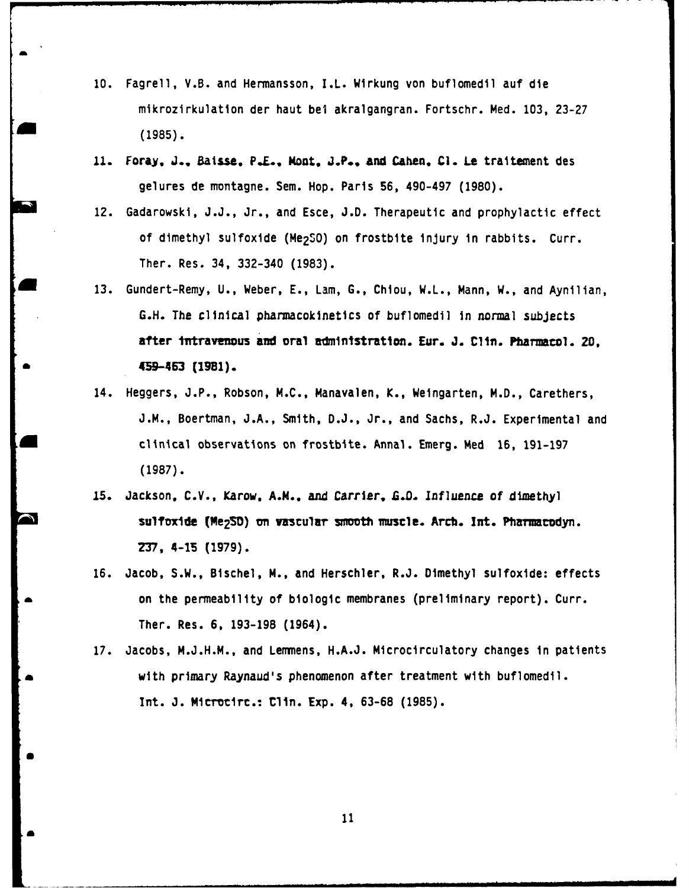10. Fagrell, V.B. and Hermansson, I.L. Wirkung von buflomedil auf die mikrozirkulation der haut bei akralgangran. Fortschr. Med. 103, 23-27 (1985).

11. Foray, J., Baisse, P.E., Mont, J.P., and Cahen, Cl. Le traitement des gelures de montagne. Sem. Hop. Paris 56, 490-497 (1980).

12. Gadarowski, J.J., Jr., and Esce, J.D. Therapeutic and prophylactic effect of dimethyl sulfoxide ($Me_2SO$) on frostbite injury in rabbits. Curr. Ther. Res. 34, 332-340 (1983).

13. Gundert-Remy, U., Weber, E., Lam, G., Chiou, W.L., Mann, W., and Aynilian, G.H. The clinical pharmacokinetics of buflomedil in normal subjects after intravenous and oral administration. Eur. J. Clin. Pharmacol. 20, 459-463 (1981).

14. Heggers, J.P., Robson, M.C., Manavalen, K., Weingarten, M.D., Carethers, J.M., Boertman, J.A., Smith, D.J., Jr., and Sachs, R.J. Experimental and clinical observations on frostbite. Annal. Emerg. Med 16, 191-197 (1987).

15. Jackson, C.V., Karow, A.M., and Carrier, G.O. Influence of dimethyl sulfoxide ($Me_2SO$) on vascular smooth muscle. Arch. Int. Pharmacodyn. 237, 4-15 (1979).

16. Jacob, S.W., Bischel, M., and Herschler, R.J. Dimethyl sulfoxide: effects on the permeability of biologic membranes (preliminary report). Curr. Ther. Res. 6, 193-198 (1964).

17. Jacobs, M.J.H.M., and Lemmens, H.A.J. Microcirculatory changes in patients with primary Raynaud's phenomenon after treatment with buflomedil. Int. J. Microcirc.: Clin. Exp. 4, 63-68 (1985).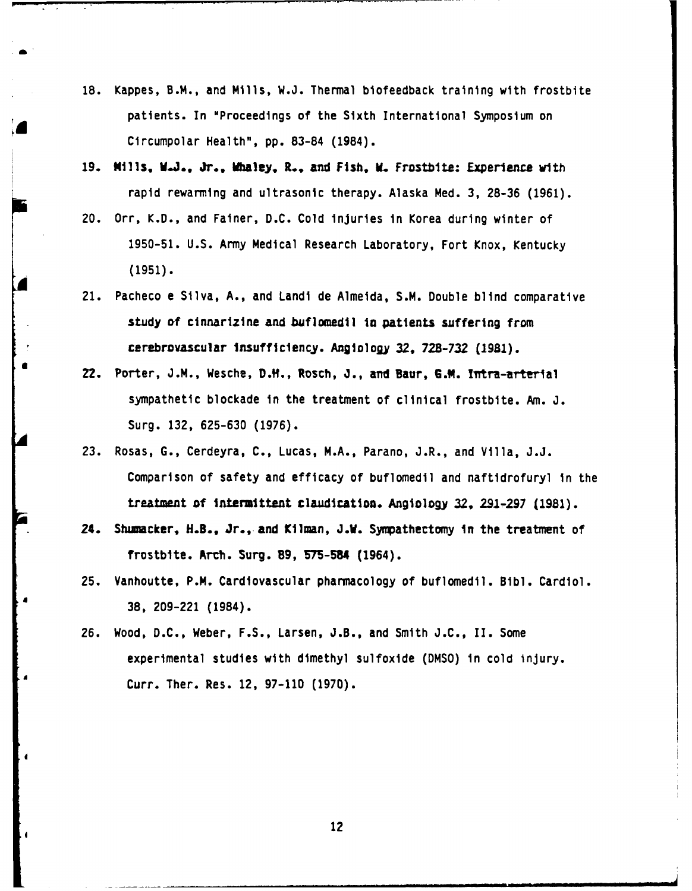18. Kappes, B.M., and Mills, W.J. Thermal biofeedback training with frostbite patients. In "Proceedings of the Sixth International Symposium on Circumpolar Health", pp. 83-84 (1984).

19. Mills, W.J., Jr., Whaley, R., and Fish, W. Frostbite: Experience with rapid rewarming and ultrasonic therapy. Alaska Med. 3, 28-36 (1961).

20. Orr, K.D., and Fainer, D.C. Cold injuries in Korea during winter of 1950-51. U.S. Army Medical Research Laboratory, Fort Knox, Kentucky (1951).

21. Pacheco e Silva, A., and Landi de Almeida, S.M. Double blind comparative study of cinnarizine and buflomedil in patients suffering from cerebrovascular insufficiency. Angiology 32, 728-732 (1981).

22. Porter, J.M., Wesche, D.H., Rosch, J., and Baur, G.M. Intra-arterial sympathetic blockade in the treatment of clinical frostbite. Am. J. Surg. 132, 625-630 (1976).

23. Rosas, G., Cerdeyra, C., Lucas, M.A., Parano, J.R., and Villa, J.J. Comparison of safety and efficacy of buflomedil and naftidrofuryl in the treatment of intermittent claudication. Angiology 32, 291-297 (1981).

24. Shumacker, H.B., Jr., and Kilman, J.W. Sympathectomy in the treatment of frostbite. Arch. Surg. 89, 575-584 (1964).

25. Vanhoutte, P.M. Cardiovascular pharmacology of buflomedil. Bibl. Cardiol. 38, 209-221 (1984).

26. Wood, D.C., Weber, F.S., Larsen, J.B., and Smith J.C., II. Some experimental studies with dimethyl sulfoxide (DMSO) in cold injury. Curr. Ther. Res. 12, 97-110 (1970).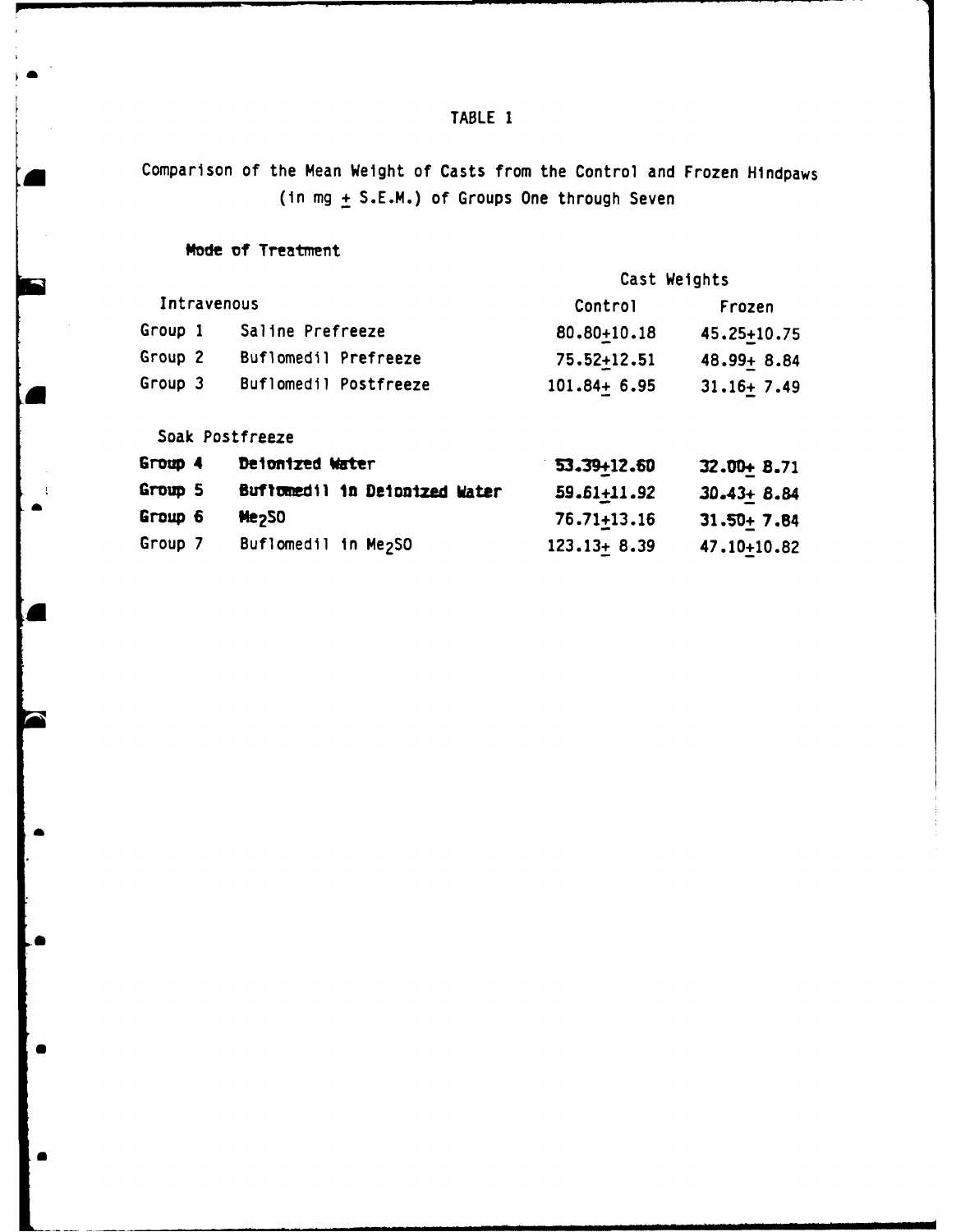# TABLE 1

Comparison of the Mean Weight of Casts from the Control and Frozen Hindpaws (in mg ± S.E.M.) of Groups One through Seven

| Mode of Treatment | | Cast Weights | |
|---|---|---|---|
| | | Control | Frozen |
| **Intravenous** | | | |
| Group 1 | Saline Prefreeze | 80.80±10.18 | 45.25±10.75 |
| Group 2 | Buflomedil Prefreeze | 75.52±12.51 | 48.99± 8.84 |
| Group 3 | Buflomedil Postfreeze | 101.84± 6.95 | 31.16± 7.49 |
| **Soak Postfreeze** | | | |
| Group 4 | Deionized Water | 53.39±12.60 | 32.00± 8.71 |
| Group 5 | Buflomedil in Deionized Water | 59.61±11.92 | 30.43± 8.84 |
| Group 6 | $Me_2SO$ | 76.71±13.16 | 31.50± 7.84 |
| Group 7 | Buflomedil in $Me_2SO$ | 123.13± 8.39 | 47.10±10.82 |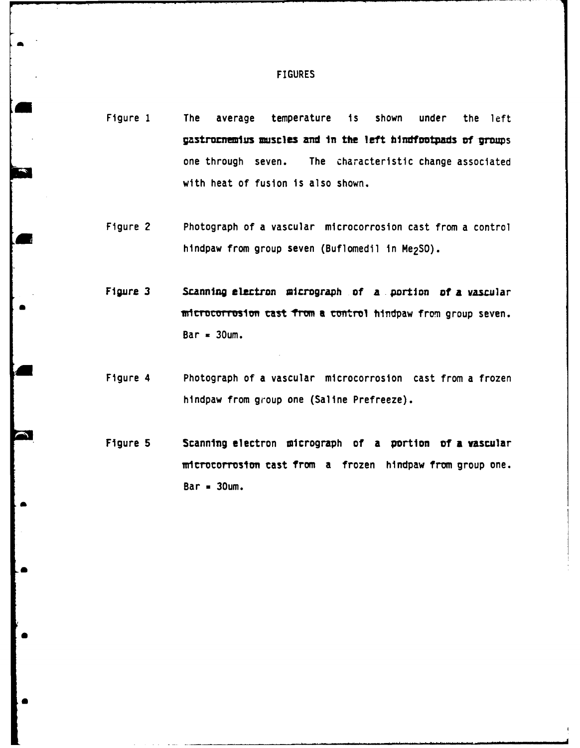# FIGURES

Figure 1 The average temperature is shown under the left gastrocnemius muscles and in the left hindfootpads of groups one through seven. The characteristic change associated with heat of fusion is also shown.

Figure 2 Photograph of a vascular microcorrosion cast from a control hindpaw from group seven (Buflomedil in $Me_2SO$).

Figure 3 Scanning electron micrograph of a portion of a vascular microcorrosion cast from a control hindpaw from group seven. Bar = 30um.

Figure 4 Photograph of a vascular microcorrosion cast from a frozen hindpaw from group one (Saline Prefreeze).

Figure 5 Scanning electron micrograph of a portion of a vascular microcorrosion cast from a frozen hindpaw from group one. Bar = 30um.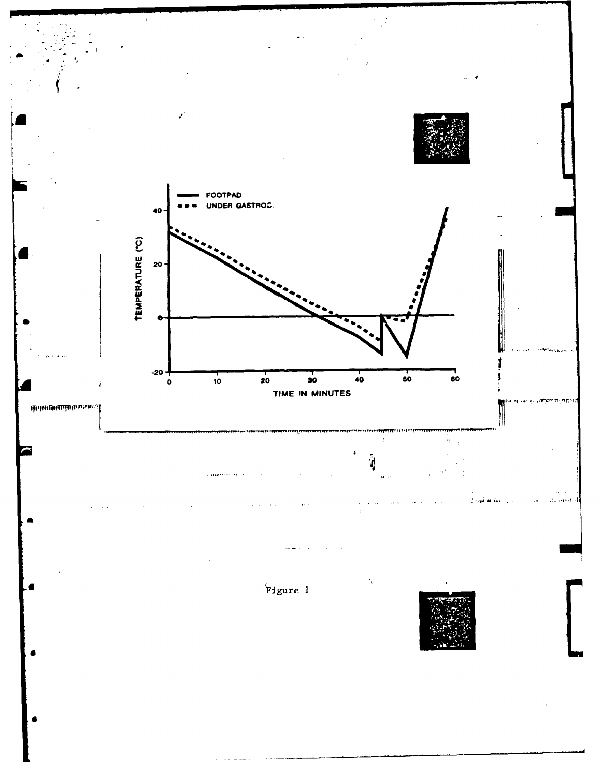FOOTPAD

UNDER GASTROC.

TEMPERATURE (°C)

TIME IN MINUTES

Figure 1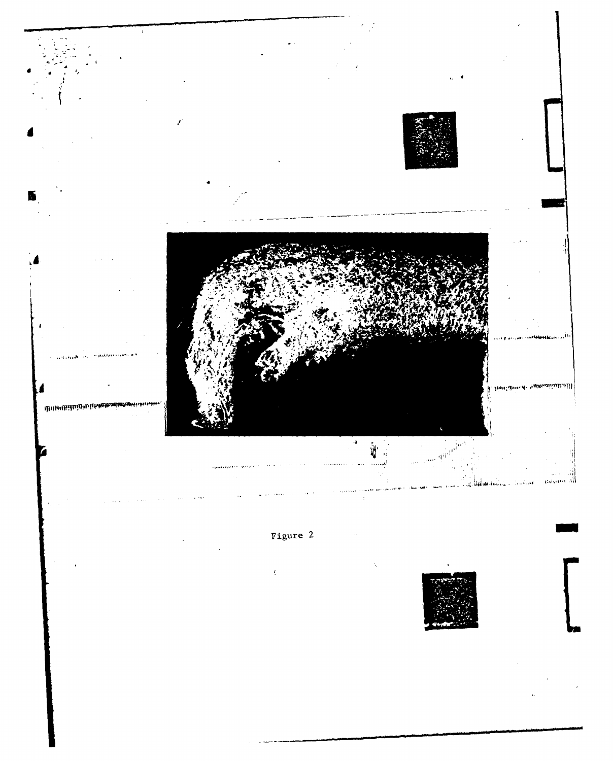Figure 2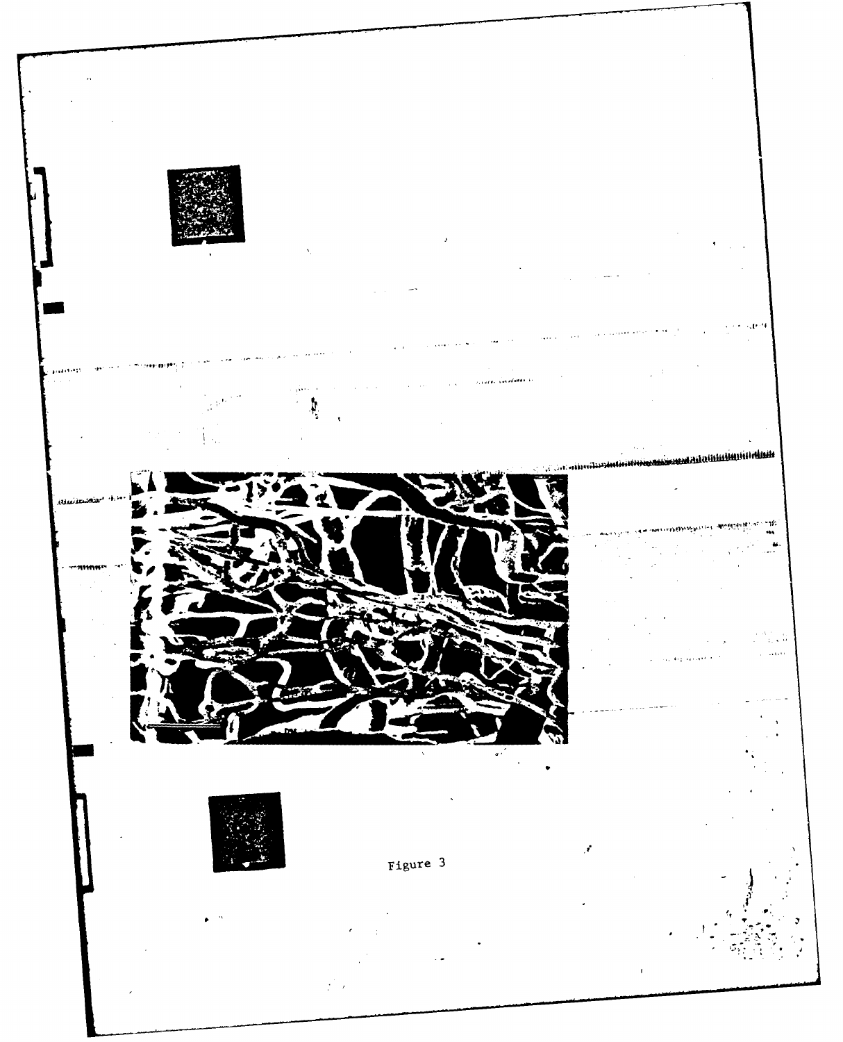Figure 3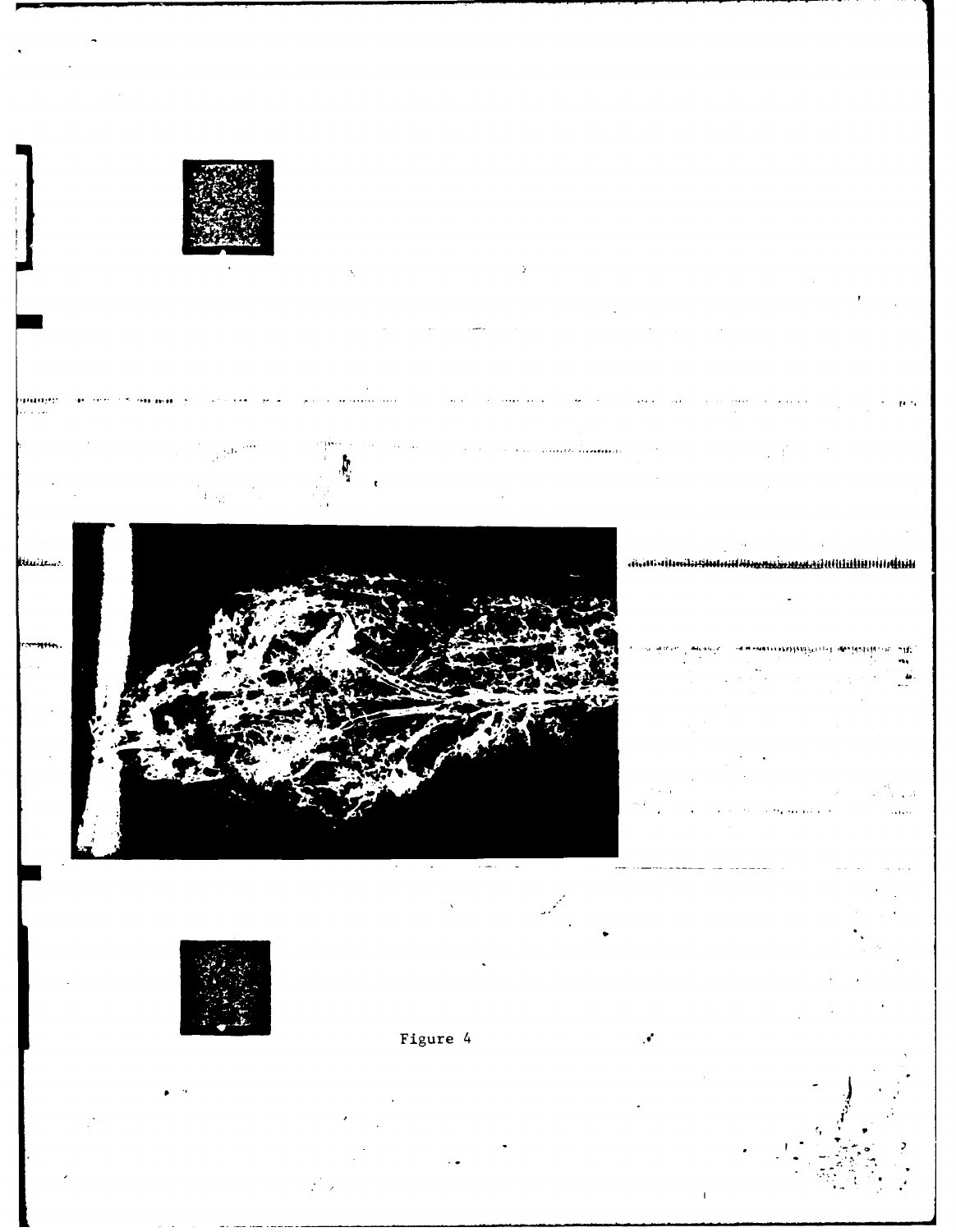Figure 4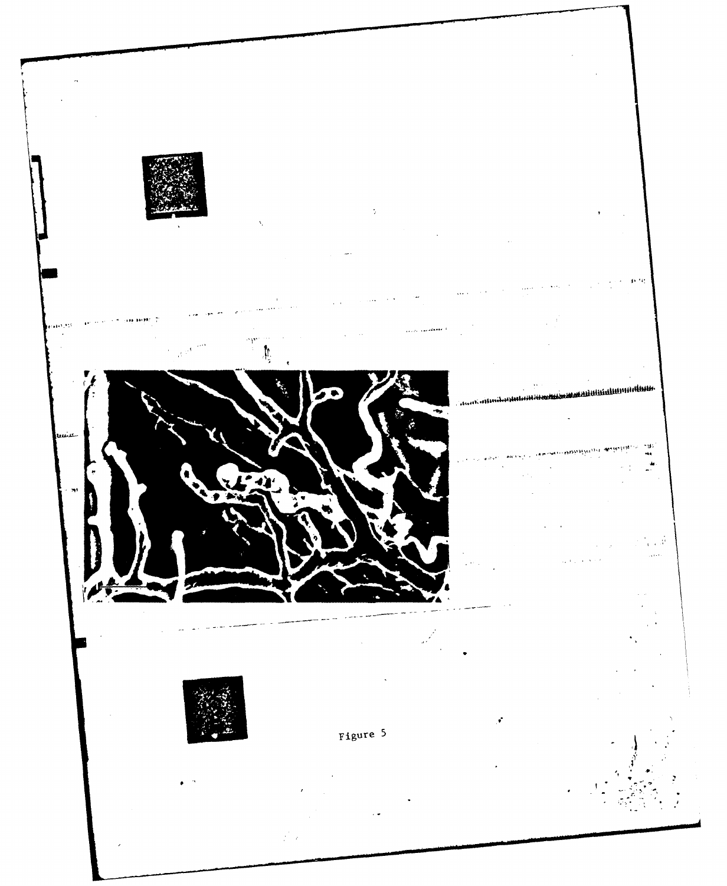Figure 5